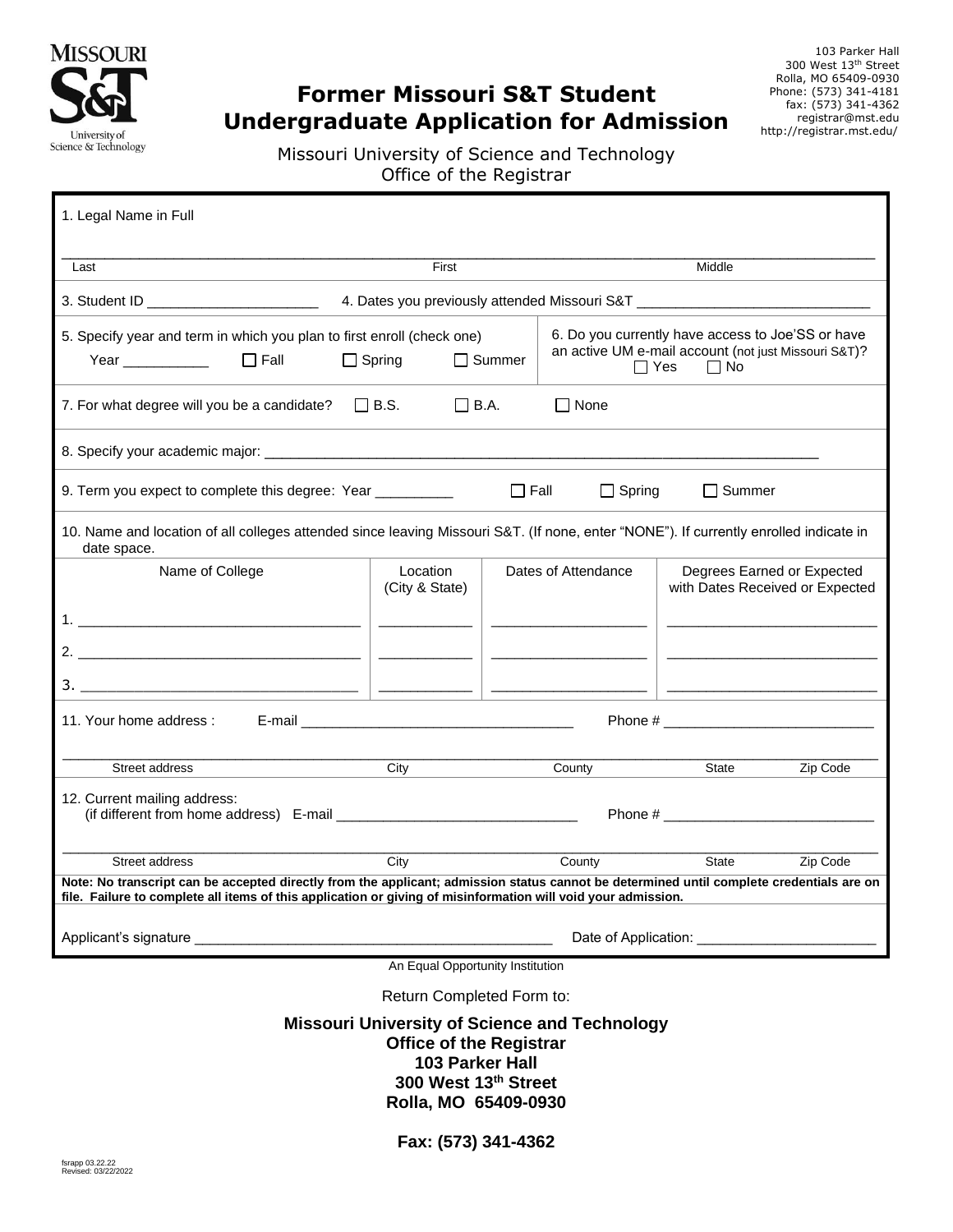MISSOURI S&T
University of Science & Technology

103 Parker Hall
300 West 13th Street
Rolla, MO 65409-0930
Phone: (573) 341-4181
fax: (573) 341-4362
registrar@mst.edu
http://registrar.mst.edu/

# Former Missouri S&T Student Undergraduate Application for Admission

Missouri University of Science and Technology
Office of the Registrar

1. Legal Name in Full

_______________________________________________

Last First Middle

3. Student ID ____________________ 4. Dates you previously attended Missouri S&T ____________________

5. Specify year and term in which you plan to first enroll (check one)
Year __________ ☐ Fall ☐ Spring ☐ Summer

6. Do you currently have access to Joe'SS or have an active UM e-mail account (not just Missouri S&T)?
☐ Yes ☐ No

7. For what degree will you be a candidate? ☐ B.S. ☐ B.A. ☐ None

8. Specify your academic major: ____________________________________________

9. Term you expect to complete this degree: Year _________ ☐ Fall ☐ Spring ☐ Summer

10. Name and location of all colleges attended since leaving Missouri S&T. (If none, enter "NONE"). If currently enrolled indicate in date space.

| Name of College | Location (City & State) | Dates of Attendance | Degrees Earned or Expected with Dates Received or Expected |
|---|---|---|---|
| 1. ____________ | ____________ | ____________ | ____________ |
| 2. ____________ | ____________ | ____________ | ____________ |
| 3. ____________ | ____________ | ____________ | ____________ |

11. Your home address : E-mail ______________________ Phone # ______________________

_______________________________________________

Street address City County State Zip Code

12. Current mailing address:
(if different from home address) E-mail ______________________ Phone # ______________________

_______________________________________________

Street address City County State Zip Code

**Note: No transcript can be accepted directly from the applicant; admission status cannot be determined until complete credentials are on file. Failure to complete all items of this application or giving of misinformation will void your admission.**

Applicant's signature ______________________________ Date of Application: ______________________

An Equal Opportunity Institution

Return Completed Form to:

**Missouri University of Science and Technology**
**Office of the Registrar**
**103 Parker Hall**
**300 West 13th Street**
**Rolla, MO 65409-0930**

**Fax: (573) 341-4362**

fsrapp 03.22.22
Revised: 03/22/2022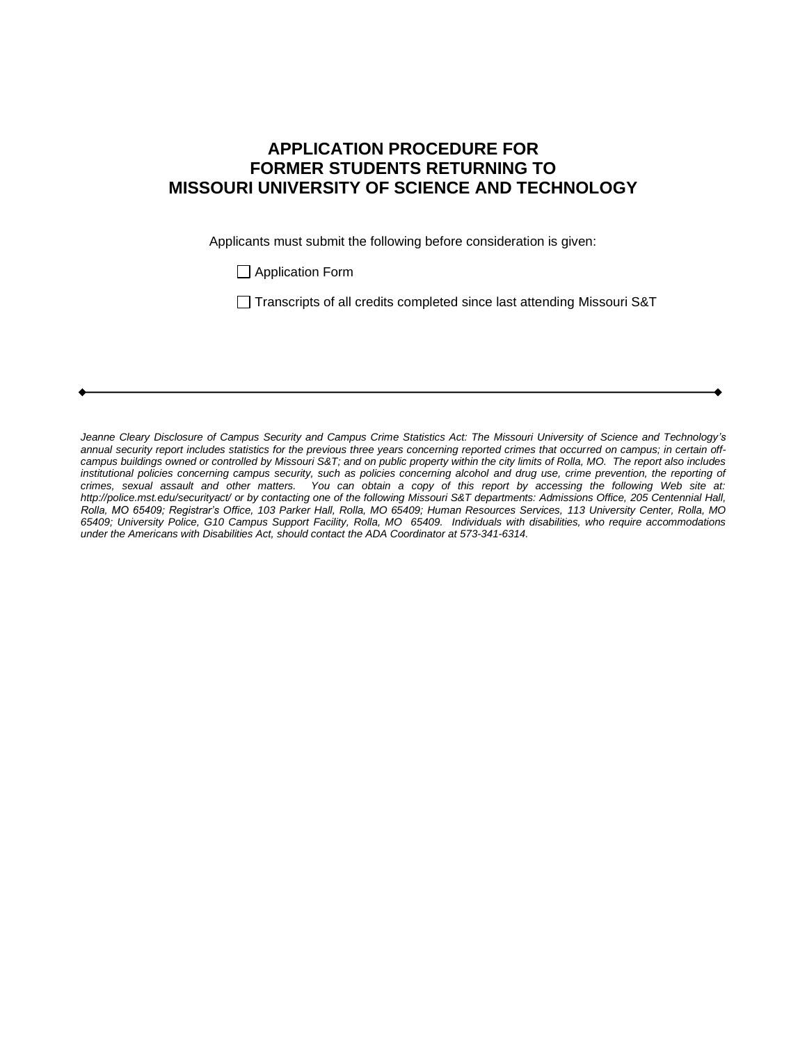# APPLICATION PROCEDURE FOR FORMER STUDENTS RETURNING TO MISSOURI UNIVERSITY OF SCIENCE AND TECHNOLOGY

Applicants must submit the following before consideration is given:

- [ ] Application Form
- [ ] Transcripts of all credits completed since last attending Missouri S&T

---

*Jeanne Cleary Disclosure of Campus Security and Campus Crime Statistics Act: The Missouri University of Science and Technology's annual security report includes statistics for the previous three years concerning reported crimes that occurred on campus; in certain off-campus buildings owned or controlled by Missouri S&T; and on public property within the city limits of Rolla, MO. The report also includes institutional policies concerning campus security, such as policies concerning alcohol and drug use, crime prevention, the reporting of crimes, sexual assault and other matters. You can obtain a copy of this report by accessing the following Web site at: http://police.mst.edu/securityact/ or by contacting one of the following Missouri S&T departments: Admissions Office, 205 Centennial Hall, Rolla, MO 65409; Registrar's Office, 103 Parker Hall, Rolla, MO 65409; Human Resources Services, 113 University Center, Rolla, MO 65409; University Police, G10 Campus Support Facility, Rolla, MO 65409. Individuals with disabilities, who require accommodations under the Americans with Disabilities Act, should contact the ADA Coordinator at 573-341-6314.*